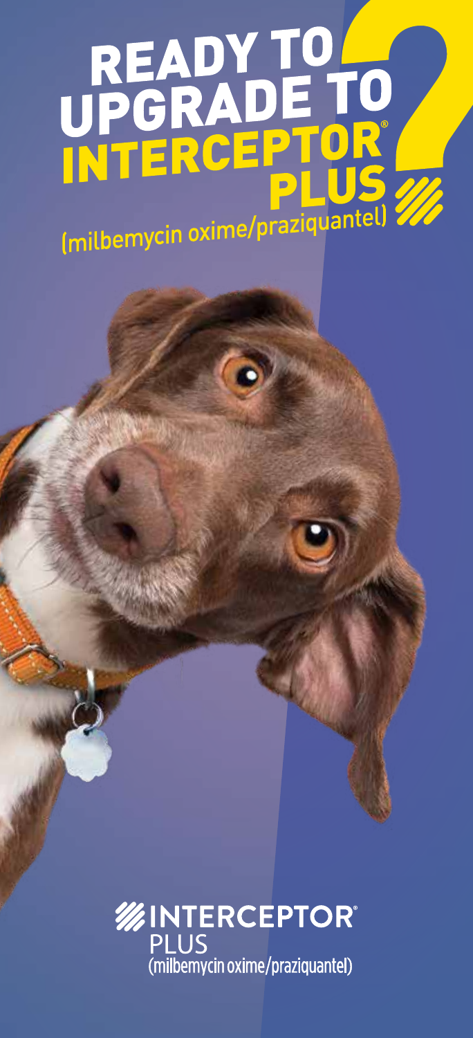# READY TO UPGRADE TO INTERCEPTOR® PLUS (milbemycin oxime/praziquantel)?

INTERCEPTOR® PLUS
(milbemycin oxime/praziquantel)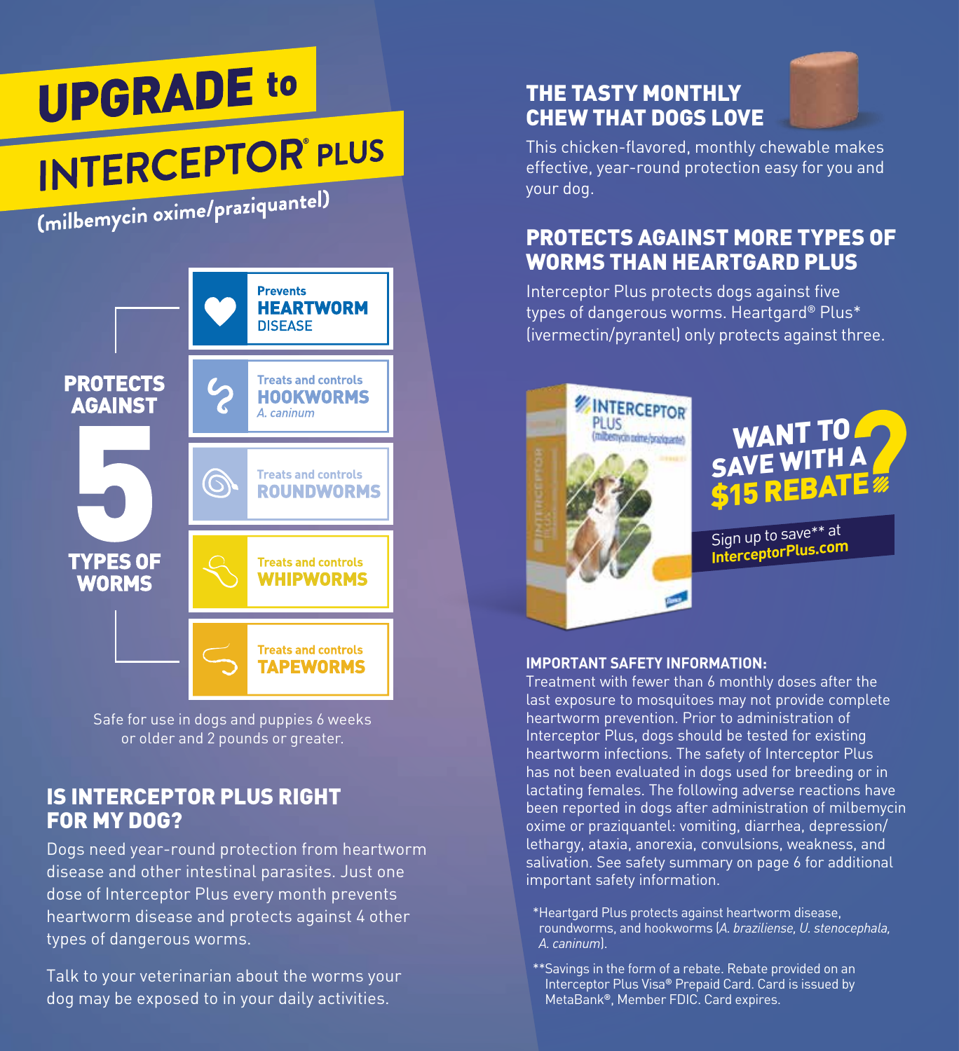# UPGRADE to INTERCEPTOR® PLUS

(milbemycin oxime/praziquantel)

**PROTECTS AGAINST 5 TYPES OF WORMS**

- Prevents **HEARTWORM** DISEASE
- Treats and controls **HOOKWORMS** *A. caninum*
- Treats and controls **ROUNDWORMS**
- Treats and controls **WHIPWORMS**
- Treats and controls **TAPEWORMS**

Safe for use in dogs and puppies 6 weeks or older and 2 pounds or greater.

## IS INTERCEPTOR PLUS RIGHT FOR MY DOG?

Dogs need year-round protection from heartworm disease and other intestinal parasites. Just one dose of Interceptor Plus every month prevents heartworm disease and protects against 4 other types of dangerous worms.

Talk to your veterinarian about the worms your dog may be exposed to in your daily activities.

## THE TASTY MONTHLY CHEW THAT DOGS LOVE

This chicken-flavored, monthly chewable makes effective, year-round protection easy for you and your dog.

## PROTECTS AGAINST MORE TYPES OF WORMS THAN HEARTGARD PLUS

Interceptor Plus protects dogs against five types of dangerous worms. Heartgard® Plus* (ivermectin/pyrantel) only protects against three.

**WANT TO SAVE WITH A $15 REBATE?**

Sign up to save** at **InterceptorPlus.com**

**IMPORTANT SAFETY INFORMATION:**

Treatment with fewer than 6 monthly doses after the last exposure to mosquitoes may not provide complete heartworm prevention. Prior to administration of Interceptor Plus, dogs should be tested for existing heartworm infections. The safety of Interceptor Plus has not been evaluated in dogs used for breeding or in lactating females. The following adverse reactions have been reported in dogs after administration of milbemycin oxime or praziquantel: vomiting, diarrhea, depression/lethargy, ataxia, anorexia, convulsions, weakness, and salivation. See safety summary on page 6 for additional important safety information.

*Heartgard Plus protects against heartworm disease, roundworms, and hookworms (*A. braziliense, U. stenocephala, A. caninum*).

**Savings in the form of a rebate. Rebate provided on an Interceptor Plus Visa® Prepaid Card. Card is issued by MetaBank®, Member FDIC. Card expires.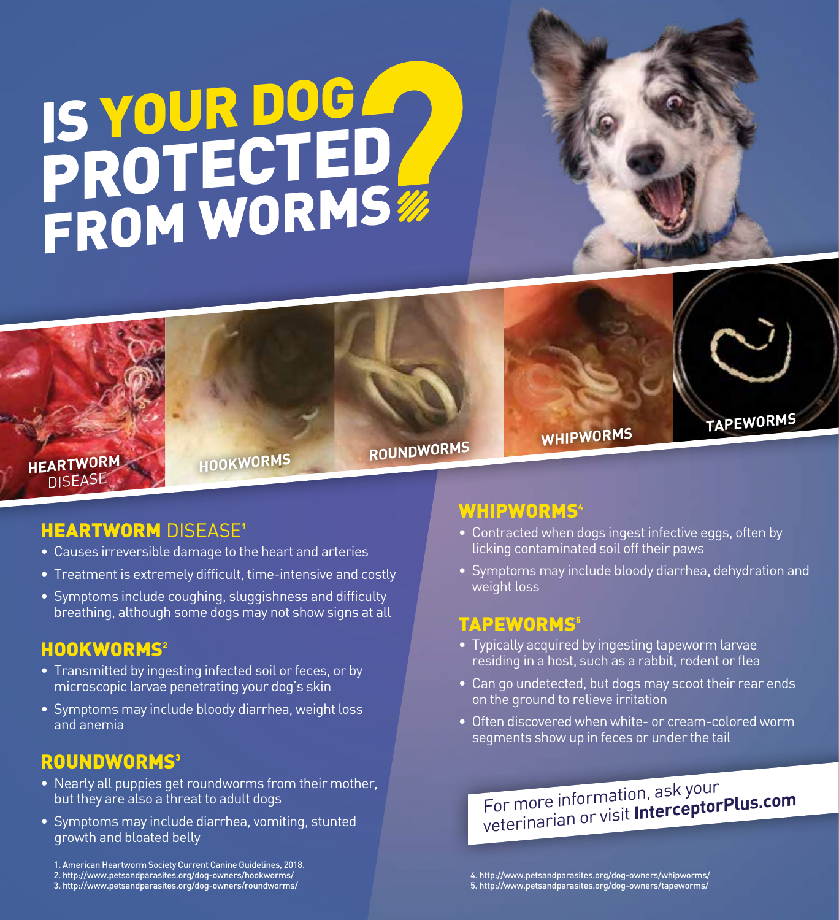# IS YOUR DOG PROTECTED FROM WORMS?

HEARTWORM DISEASE

HOOKWORMS

ROUNDWORMS

WHIPWORMS

TAPEWORMS

## HEARTWORM DISEASE[1]

- Causes irreversible damage to the heart and arteries
- Treatment is extremely difficult, time-intensive and costly
- Symptoms include coughing, sluggishness and difficulty breathing, although some dogs may not show signs at all

## HOOKWORMS[2]

- Transmitted by ingesting infected soil or feces, or by microscopic larvae penetrating your dog's skin
- Symptoms may include bloody diarrhea, weight loss and anemia

## ROUNDWORMS[3]

- Nearly all puppies get roundworms from their mother, but they are also a threat to adult dogs
- Symptoms may include diarrhea, vomiting, stunted growth and bloated belly

## WHIPWORMS[4]

- Contracted when dogs ingest infective eggs, often by licking contaminated soil off their paws
- Symptoms may include bloody diarrhea, dehydration and weight loss

## TAPEWORMS[5]

- Typically acquired by ingesting tapeworm larvae residing in a host, such as a rabbit, rodent or flea
- Can go undetected, but dogs may scoot their rear ends on the ground to relieve irritation
- Often discovered when white- or cream-colored worm segments show up in feces or under the tail

For more information, ask your veterinarian or visit **InterceptorPlus.com**

1. American Heartworm Society Current Canine Guidelines, 2018.
2. http://www.petsandparasites.org/dog-owners/hookworms/
3. http://www.petsandparasites.org/dog-owners/roundworms/
4. http://www.petsandparasites.org/dog-owners/whipworms/
5. http://www.petsandparasites.org/dog-owners/tapeworms/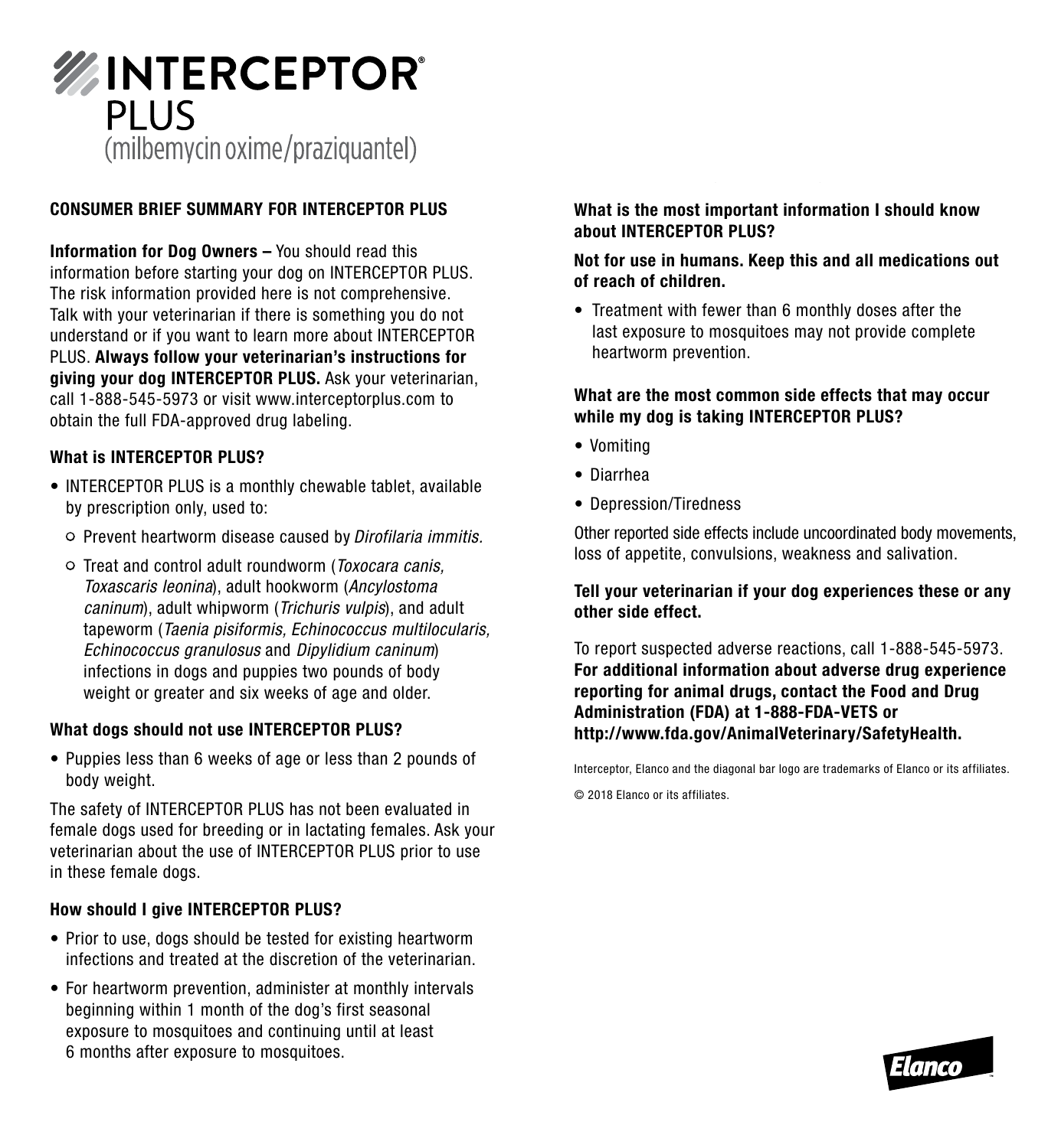# INTERCEPTOR® PLUS

(milbemycin oxime/praziquantel)

## CONSUMER BRIEF SUMMARY FOR INTERCEPTOR PLUS

**Information for Dog Owners –** You should read this information before starting your dog on INTERCEPTOR PLUS. The risk information provided here is not comprehensive. Talk with your veterinarian if there is something you do not understand or if you want to learn more about INTERCEPTOR PLUS. **Always follow your veterinarian's instructions for giving your dog INTERCEPTOR PLUS.** Ask your veterinarian, call 1-888-545-5973 or visit www.interceptorplus.com to obtain the full FDA-approved drug labeling.

### What is INTERCEPTOR PLUS?

- INTERCEPTOR PLUS is a monthly chewable tablet, available by prescription only, used to:
  - Prevent heartworm disease caused by *Dirofilaria immitis.*
  - Treat and control adult roundworm (*Toxocara canis, Toxascaris leonina*), adult hookworm (*Ancylostoma caninum*), adult whipworm (*Trichuris vulpis*), and adult tapeworm (*Taenia pisiformis, Echinococcus multilocularis, Echinococcus granulosus* and *Dipylidium caninum*) infections in dogs and puppies two pounds of body weight or greater and six weeks of age and older.

### What dogs should not use INTERCEPTOR PLUS?

- Puppies less than 6 weeks of age or less than 2 pounds of body weight.

The safety of INTERCEPTOR PLUS has not been evaluated in female dogs used for breeding or in lactating females. Ask your veterinarian about the use of INTERCEPTOR PLUS prior to use in these female dogs.

### How should I give INTERCEPTOR PLUS?

- Prior to use, dogs should be tested for existing heartworm infections and treated at the discretion of the veterinarian.
- For heartworm prevention, administer at monthly intervals beginning within 1 month of the dog's first seasonal exposure to mosquitoes and continuing until at least 6 months after exposure to mosquitoes.

### What is the most important information I should know about INTERCEPTOR PLUS?

**Not for use in humans. Keep this and all medications out of reach of children.**

- Treatment with fewer than 6 monthly doses after the last exposure to mosquitoes may not provide complete heartworm prevention.

### What are the most common side effects that may occur while my dog is taking INTERCEPTOR PLUS?

- Vomiting
- Diarrhea
- Depression/Tiredness

Other reported side effects include uncoordinated body movements, loss of appetite, convulsions, weakness and salivation.

**Tell your veterinarian if your dog experiences these or any other side effect.**

To report suspected adverse reactions, call 1-888-545-5973. **For additional information about adverse drug experience reporting for animal drugs, contact the Food and Drug Administration (FDA) at 1-888-FDA-VETS or http://www.fda.gov/AnimalVeterinary/SafetyHealth.**

Interceptor, Elanco and the diagonal bar logo are trademarks of Elanco or its affiliates.

© 2018 Elanco or its affiliates.

Elanco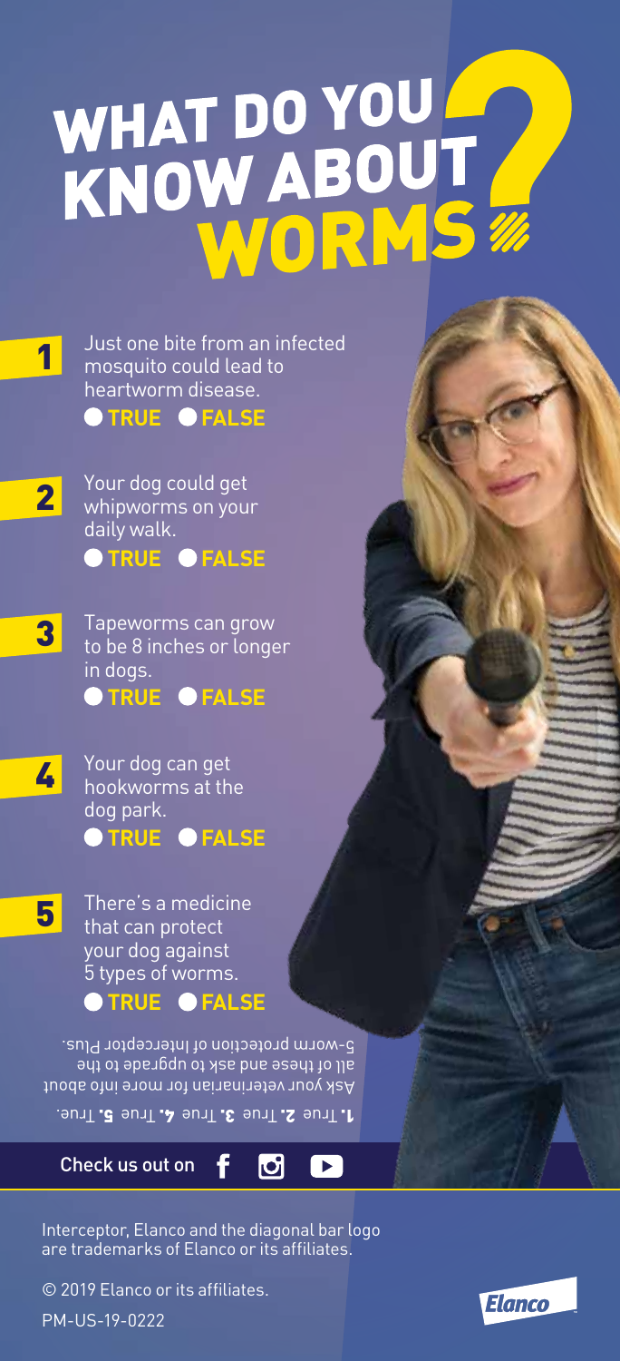# WHAT DO YOU KNOW ABOUT WORMS?

**1** Just one bite from an infected mosquito could lead to heartworm disease.
● **TRUE** ● **FALSE**

**2** Your dog could get whipworms on your daily walk.
● **TRUE** ● **FALSE**

**3** Tapeworms can grow to be 8 inches or longer in dogs.
● **TRUE** ● **FALSE**

**4** Your dog can get hookworms at the dog park.
● **TRUE** ● **FALSE**

**5** There's a medicine that can protect your dog against 5 types of worms.
● **TRUE** ● **FALSE**

**1.** True **2.** True **3.** True **4.** True **5.** True.
Ask your veterinarian for more info about all of these and ask to upgrade to the 5-worm protection of Interceptor Plus.

Check us out on

Interceptor, Elanco and the diagonal bar logo are trademarks of Elanco or its affiliates.

© 2019 Elanco or its affiliates.
PM-US-19-0222

Elanco